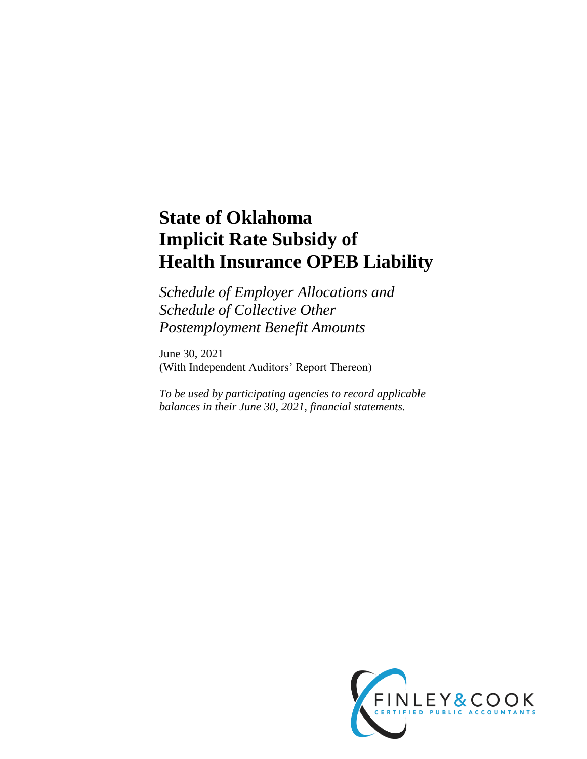# State of Oklahoma
# Implicit Rate Subsidy of
# Health Insurance OPEB Liability

*Schedule of Employer Allocations and Schedule of Collective Other Postemployment Benefit Amounts*

June 30, 2021
(With Independent Auditors' Report Thereon)

*To be used by participating agencies to record applicable balances in their June 30, 2021, financial statements.*

FINLEY & COOK
CERTIFIED PUBLIC ACCOUNTANTS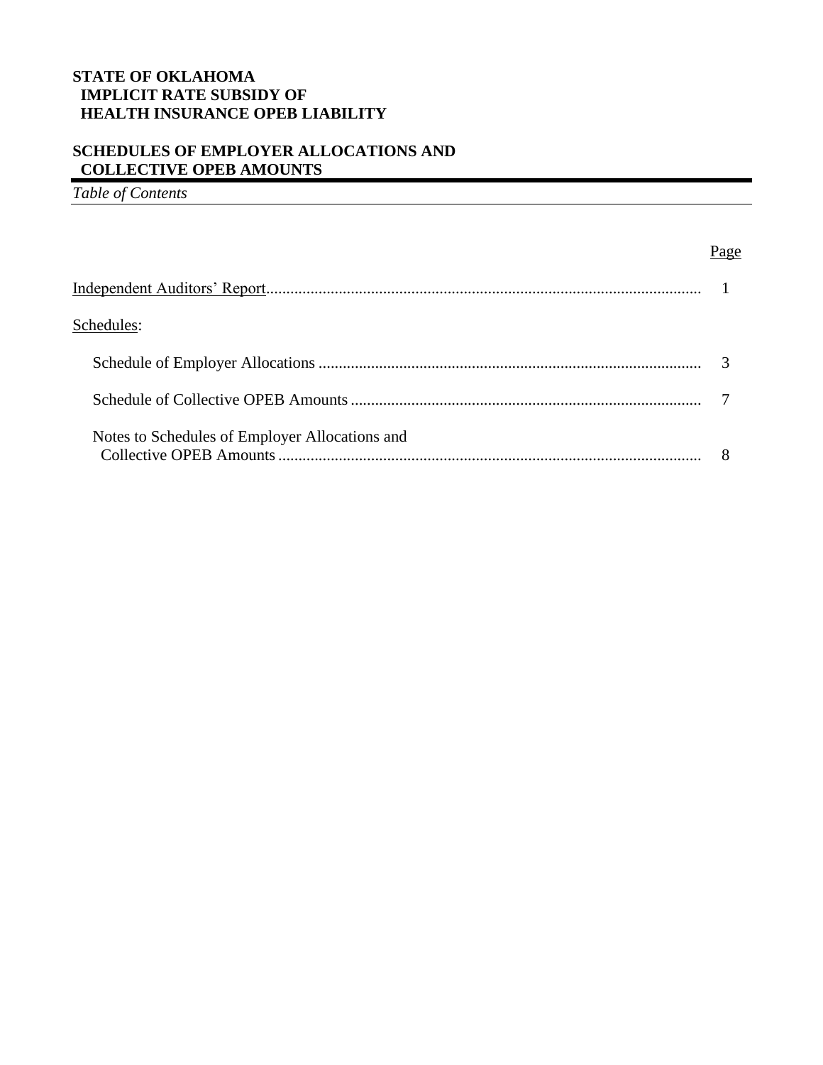**STATE OF OKLAHOMA**
**IMPLICIT RATE SUBSIDY OF**
**HEALTH INSURANCE OPEB LIABILITY**

**SCHEDULES OF EMPLOYER ALLOCATIONS AND**
**COLLECTIVE OPEB AMOUNTS**

*Table of Contents*

| | Page |
|---|---|
| Independent Auditors' Report | 1 |
| Schedules: | |
| Schedule of Employer Allocations | 3 |
| Schedule of Collective OPEB Amounts | 7 |
| Notes to Schedules of Employer Allocations and Collective OPEB Amounts | 8 |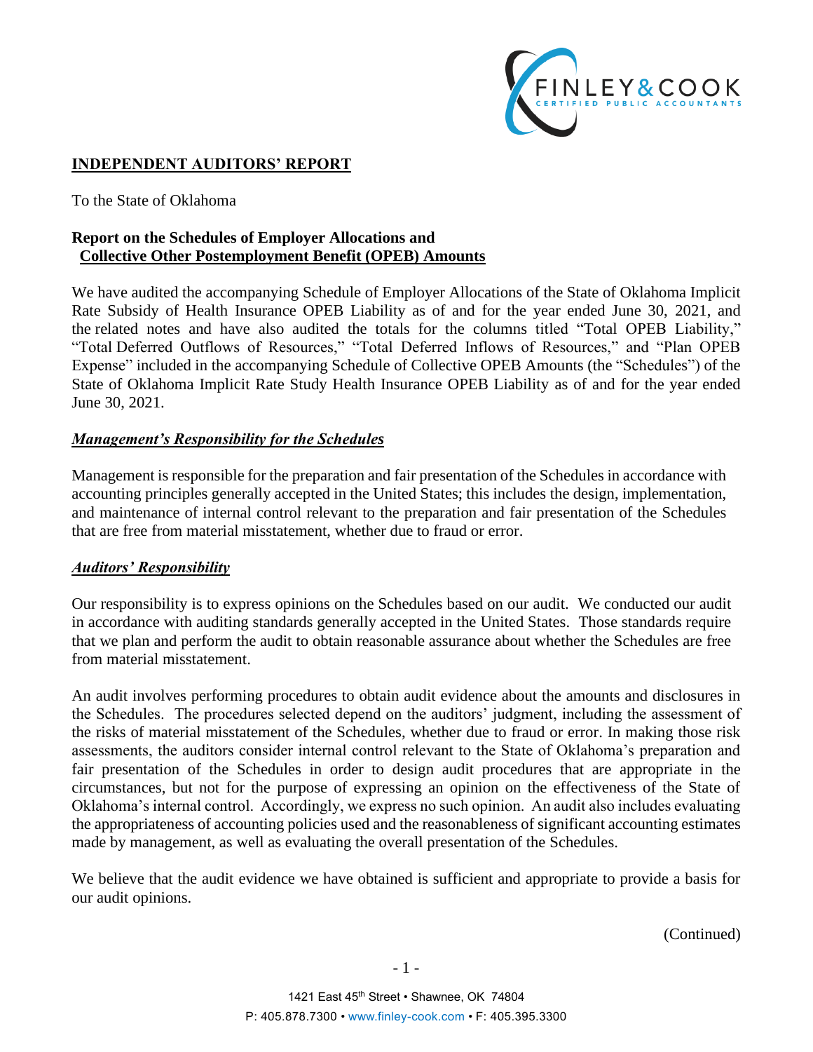## INDEPENDENT AUDITORS' REPORT

To the State of Oklahoma

### Report on the Schedules of Employer Allocations and Collective Other Postemployment Benefit (OPEB) Amounts

We have audited the accompanying Schedule of Employer Allocations of the State of Oklahoma Implicit Rate Subsidy of Health Insurance OPEB Liability as of and for the year ended June 30, 2021, and the related notes and have also audited the totals for the columns titled "Total OPEB Liability," "Total Deferred Outflows of Resources," "Total Deferred Inflows of Resources," and "Plan OPEB Expense" included in the accompanying Schedule of Collective OPEB Amounts (the "Schedules") of the State of Oklahoma Implicit Rate Study Health Insurance OPEB Liability as of and for the year ended June 30, 2021.

#### ***Management's Responsibility for the Schedules***

Management is responsible for the preparation and fair presentation of the Schedules in accordance with accounting principles generally accepted in the United States; this includes the design, implementation, and maintenance of internal control relevant to the preparation and fair presentation of the Schedules that are free from material misstatement, whether due to fraud or error.

#### ***Auditors' Responsibility***

Our responsibility is to express opinions on the Schedules based on our audit. We conducted our audit in accordance with auditing standards generally accepted in the United States. Those standards require that we plan and perform the audit to obtain reasonable assurance about whether the Schedules are free from material misstatement.

An audit involves performing procedures to obtain audit evidence about the amounts and disclosures in the Schedules. The procedures selected depend on the auditors' judgment, including the assessment of the risks of material misstatement of the Schedules, whether due to fraud or error. In making those risk assessments, the auditors consider internal control relevant to the State of Oklahoma's preparation and fair presentation of the Schedules in order to design audit procedures that are appropriate in the circumstances, but not for the purpose of expressing an opinion on the effectiveness of the State of Oklahoma's internal control. Accordingly, we express no such opinion. An audit also includes evaluating the appropriateness of accounting policies used and the reasonableness of significant accounting estimates made by management, as well as evaluating the overall presentation of the Schedules.

We believe that the audit evidence we have obtained is sufficient and appropriate to provide a basis for our audit opinions.

(Continued)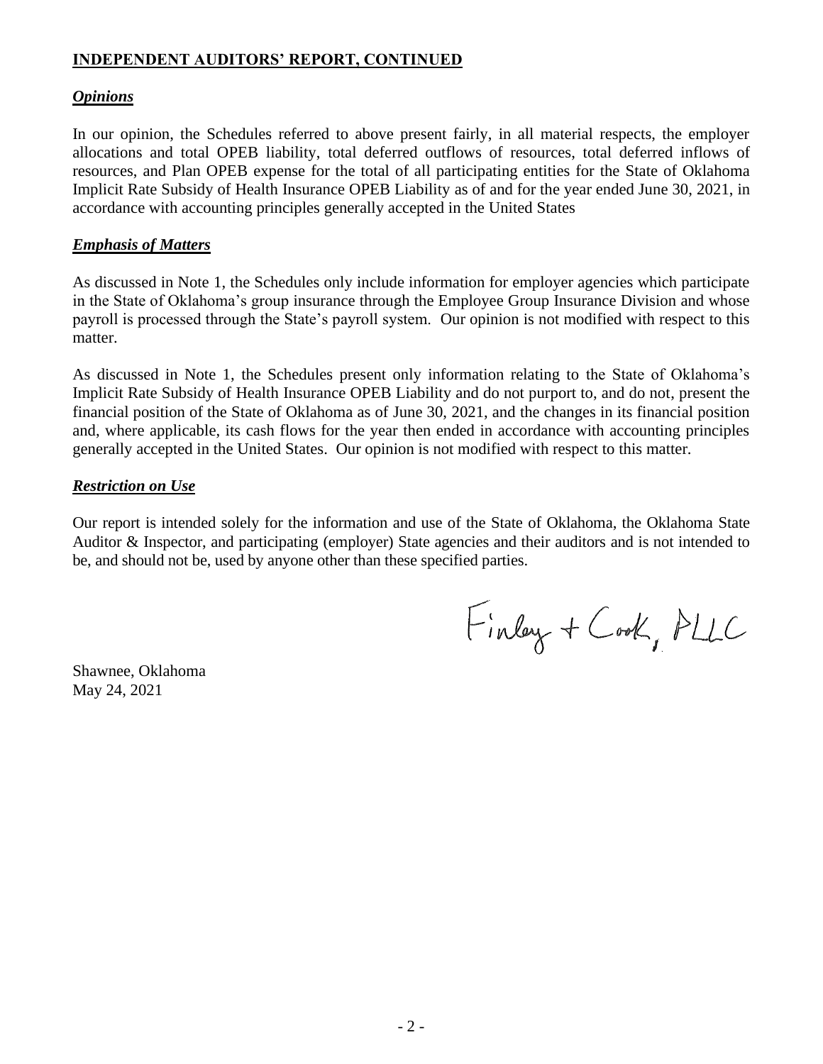## INDEPENDENT AUDITORS' REPORT, CONTINUED

### *Opinions*

In our opinion, the Schedules referred to above present fairly, in all material respects, the employer allocations and total OPEB liability, total deferred outflows of resources, total deferred inflows of resources, and Plan OPEB expense for the total of all participating entities for the State of Oklahoma Implicit Rate Subsidy of Health Insurance OPEB Liability as of and for the year ended June 30, 2021, in accordance with accounting principles generally accepted in the United States

### *Emphasis of Matters*

As discussed in Note 1, the Schedules only include information for employer agencies which participate in the State of Oklahoma's group insurance through the Employee Group Insurance Division and whose payroll is processed through the State's payroll system. Our opinion is not modified with respect to this matter.

As discussed in Note 1, the Schedules present only information relating to the State of Oklahoma's Implicit Rate Subsidy of Health Insurance OPEB Liability and do not purport to, and do not, present the financial position of the State of Oklahoma as of June 30, 2021, and the changes in its financial position and, where applicable, its cash flows for the year then ended in accordance with accounting principles generally accepted in the United States. Our opinion is not modified with respect to this matter.

### *Restriction on Use*

Our report is intended solely for the information and use of the State of Oklahoma, the Oklahoma State Auditor & Inspector, and participating (employer) State agencies and their auditors and is not intended to be, and should not be, used by anyone other than these specified parties.

Finley + Cook, PLLC

Shawnee, Oklahoma
May 24, 2021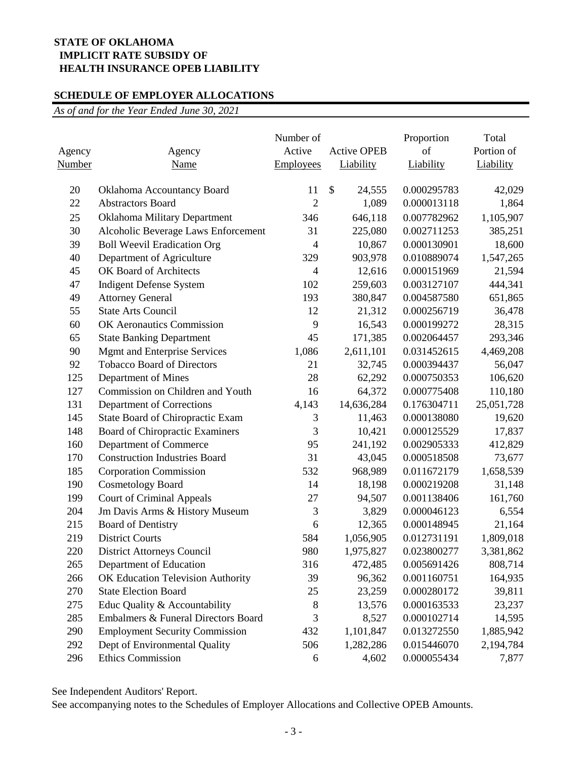**STATE OF OKLAHOMA**
**IMPLICIT RATE SUBSIDY OF**
**HEALTH INSURANCE OPEB LIABILITY**

**SCHEDULE OF EMPLOYER ALLOCATIONS**

*As of and for the Year Ended June 30, 2021*

| Agency Number | Agency Name | Number of Active Employees | Active OPEB Liability | Proportion of Liability | Total Portion of Liability |
|---|---|---|---|---|---|
| 20 | Oklahoma Accountancy Board | 11 | $ 24,555 | 0.000295783 | 42,029 |
| 22 | Abstractors Board | 2 | 1,089 | 0.000013118 | 1,864 |
| 25 | Oklahoma Military Department | 346 | 646,118 | 0.007782962 | 1,105,907 |
| 30 | Alcoholic Beverage Laws Enforcement | 31 | 225,080 | 0.002711253 | 385,251 |
| 39 | Boll Weevil Eradication Org | 4 | 10,867 | 0.000130901 | 18,600 |
| 40 | Department of Agriculture | 329 | 903,978 | 0.010889074 | 1,547,265 |
| 45 | OK Board of Architects | 4 | 12,616 | 0.000151969 | 21,594 |
| 47 | Indigent Defense System | 102 | 259,603 | 0.003127107 | 444,341 |
| 49 | Attorney General | 193 | 380,847 | 0.004587580 | 651,865 |
| 55 | State Arts Council | 12 | 21,312 | 0.000256719 | 36,478 |
| 60 | OK Aeronautics Commission | 9 | 16,543 | 0.000199272 | 28,315 |
| 65 | State Banking Department | 45 | 171,385 | 0.002064457 | 293,346 |
| 90 | Mgmt and Enterprise Services | 1,086 | 2,611,101 | 0.031452615 | 4,469,208 |
| 92 | Tobacco Board of Directors | 21 | 32,745 | 0.000394437 | 56,047 |
| 125 | Department of Mines | 28 | 62,292 | 0.000750353 | 106,620 |
| 127 | Commission on Children and Youth | 16 | 64,372 | 0.000775408 | 110,180 |
| 131 | Department of Corrections | 4,143 | 14,636,284 | 0.176304711 | 25,051,728 |
| 145 | State Board of Chiropractic Exam | 3 | 11,463 | 0.000138080 | 19,620 |
| 148 | Board of Chiropractic Examiners | 3 | 10,421 | 0.000125529 | 17,837 |
| 160 | Department of Commerce | 95 | 241,192 | 0.002905333 | 412,829 |
| 170 | Construction Industries Board | 31 | 43,045 | 0.000518508 | 73,677 |
| 185 | Corporation Commission | 532 | 968,989 | 0.011672179 | 1,658,539 |
| 190 | Cosmetology Board | 14 | 18,198 | 0.000219208 | 31,148 |
| 199 | Court of Criminal Appeals | 27 | 94,507 | 0.001138406 | 161,760 |
| 204 | Jm Davis Arms & History Museum | 3 | 3,829 | 0.000046123 | 6,554 |
| 215 | Board of Dentistry | 6 | 12,365 | 0.000148945 | 21,164 |
| 219 | District Courts | 584 | 1,056,905 | 0.012731191 | 1,809,018 |
| 220 | District Attorneys Council | 980 | 1,975,827 | 0.023800277 | 3,381,862 |
| 265 | Department of Education | 316 | 472,485 | 0.005691426 | 808,714 |
| 266 | OK Education Television Authority | 39 | 96,362 | 0.001160751 | 164,935 |
| 270 | State Election Board | 25 | 23,259 | 0.000280172 | 39,811 |
| 275 | Educ Quality & Accountability | 8 | 13,576 | 0.000163533 | 23,237 |
| 285 | Embalmers & Funeral Directors Board | 3 | 8,527 | 0.000102714 | 14,595 |
| 290 | Employment Security Commission | 432 | 1,101,847 | 0.013272550 | 1,885,942 |
| 292 | Dept of Environmental Quality | 506 | 1,282,286 | 0.015446070 | 2,194,784 |
| 296 | Ethics Commission | 6 | 4,602 | 0.000055434 | 7,877 |

See Independent Auditors' Report.

See accompanying notes to the Schedules of Employer Allocations and Collective OPEB Amounts.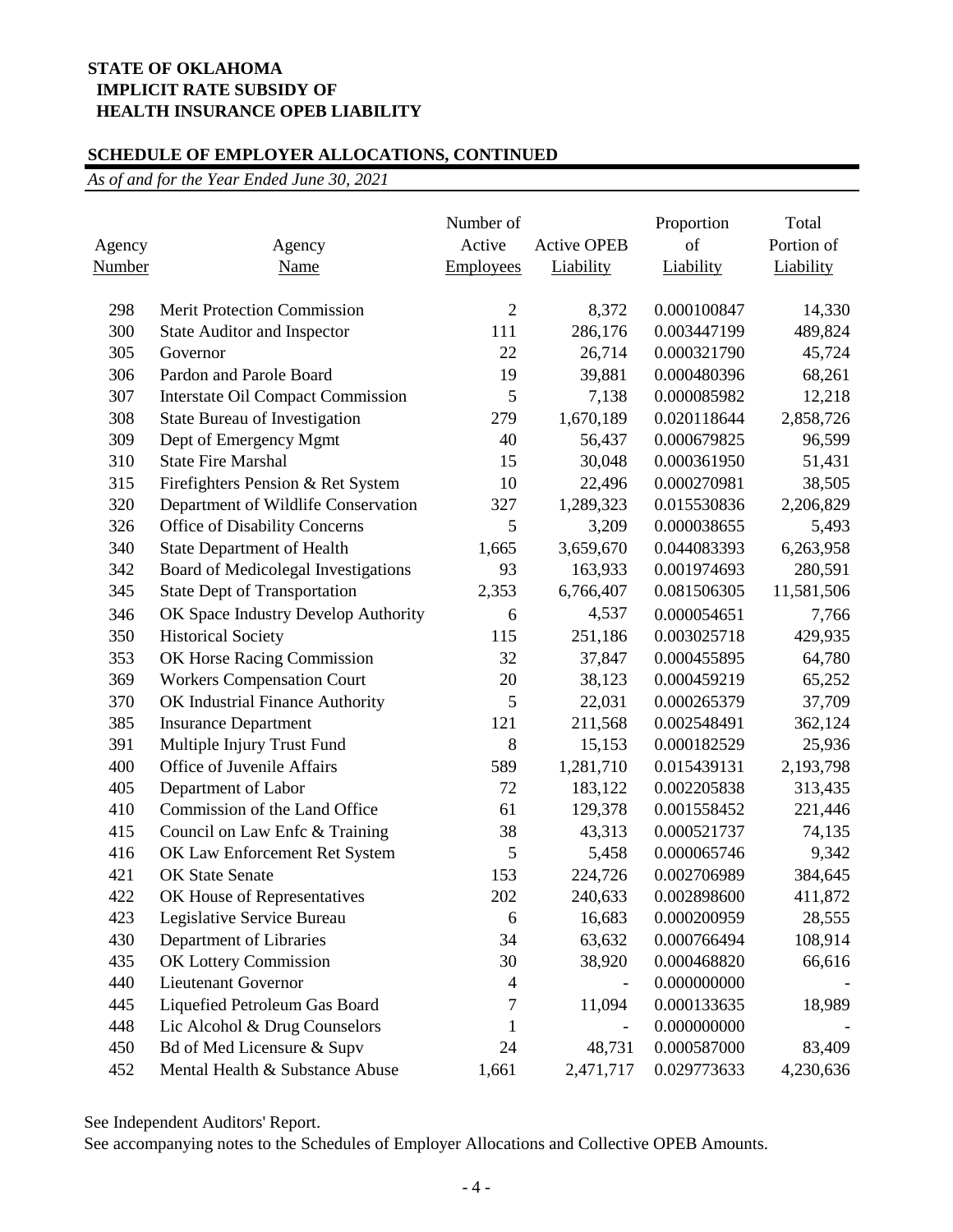# STATE OF OKLAHOMA
## IMPLICIT RATE SUBSIDY OF HEALTH INSURANCE OPEB LIABILITY

### SCHEDULE OF EMPLOYER ALLOCATIONS, CONTINUED

*As of and for the Year Ended June 30, 2021*

| Agency Number | Agency Name | Number of Active Employees | Active OPEB Liability | Proportion of Liability | Total Portion of Liability |
|---|---|---|---|---|---|
| 298 | Merit Protection Commission | 2 | 8,372 | 0.000100847 | 14,330 |
| 300 | State Auditor and Inspector | 111 | 286,176 | 0.003447199 | 489,824 |
| 305 | Governor | 22 | 26,714 | 0.000321790 | 45,724 |
| 306 | Pardon and Parole Board | 19 | 39,881 | 0.000480396 | 68,261 |
| 307 | Interstate Oil Compact Commission | 5 | 7,138 | 0.000085982 | 12,218 |
| 308 | State Bureau of Investigation | 279 | 1,670,189 | 0.020118644 | 2,858,726 |
| 309 | Dept of Emergency Mgmt | 40 | 56,437 | 0.000679825 | 96,599 |
| 310 | State Fire Marshal | 15 | 30,048 | 0.000361950 | 51,431 |
| 315 | Firefighters Pension & Ret System | 10 | 22,496 | 0.000270981 | 38,505 |
| 320 | Department of Wildlife Conservation | 327 | 1,289,323 | 0.015530836 | 2,206,829 |
| 326 | Office of Disability Concerns | 5 | 3,209 | 0.000038655 | 5,493 |
| 340 | State Department of Health | 1,665 | 3,659,670 | 0.044083393 | 6,263,958 |
| 342 | Board of Medicolegal Investigations | 93 | 163,933 | 0.001974693 | 280,591 |
| 345 | State Dept of Transportation | 2,353 | 6,766,407 | 0.081506305 | 11,581,506 |
| 346 | OK Space Industry Develop Authority | 6 | 4,537 | 0.000054651 | 7,766 |
| 350 | Historical Society | 115 | 251,186 | 0.003025718 | 429,935 |
| 353 | OK Horse Racing Commission | 32 | 37,847 | 0.000455895 | 64,780 |
| 369 | Workers Compensation Court | 20 | 38,123 | 0.000459219 | 65,252 |
| 370 | OK Industrial Finance Authority | 5 | 22,031 | 0.000265379 | 37,709 |
| 385 | Insurance Department | 121 | 211,568 | 0.002548491 | 362,124 |
| 391 | Multiple Injury Trust Fund | 8 | 15,153 | 0.000182529 | 25,936 |
| 400 | Office of Juvenile Affairs | 589 | 1,281,710 | 0.015439131 | 2,193,798 |
| 405 | Department of Labor | 72 | 183,122 | 0.002205838 | 313,435 |
| 410 | Commission of the Land Office | 61 | 129,378 | 0.001558452 | 221,446 |
| 415 | Council on Law Enfc & Training | 38 | 43,313 | 0.000521737 | 74,135 |
| 416 | OK Law Enforcement Ret System | 5 | 5,458 | 0.000065746 | 9,342 |
| 421 | OK State Senate | 153 | 224,726 | 0.002706989 | 384,645 |
| 422 | OK House of Representatives | 202 | 240,633 | 0.002898600 | 411,872 |
| 423 | Legislative Service Bureau | 6 | 16,683 | 0.000200959 | 28,555 |
| 430 | Department of Libraries | 34 | 63,632 | 0.000766494 | 108,914 |
| 435 | OK Lottery Commission | 30 | 38,920 | 0.000468820 | 66,616 |
| 440 | Lieutenant Governor | 4 | - | 0.000000000 | - |
| 445 | Liquefied Petroleum Gas Board | 7 | 11,094 | 0.000133635 | 18,989 |
| 448 | Lic Alcohol & Drug Counselors | 1 | - | 0.000000000 | - |
| 450 | Bd of Med Licensure & Supv | 24 | 48,731 | 0.000587000 | 83,409 |
| 452 | Mental Health & Substance Abuse | 1,661 | 2,471,717 | 0.029773633 | 4,230,636 |

See Independent Auditors' Report.

See accompanying notes to the Schedules of Employer Allocations and Collective OPEB Amounts.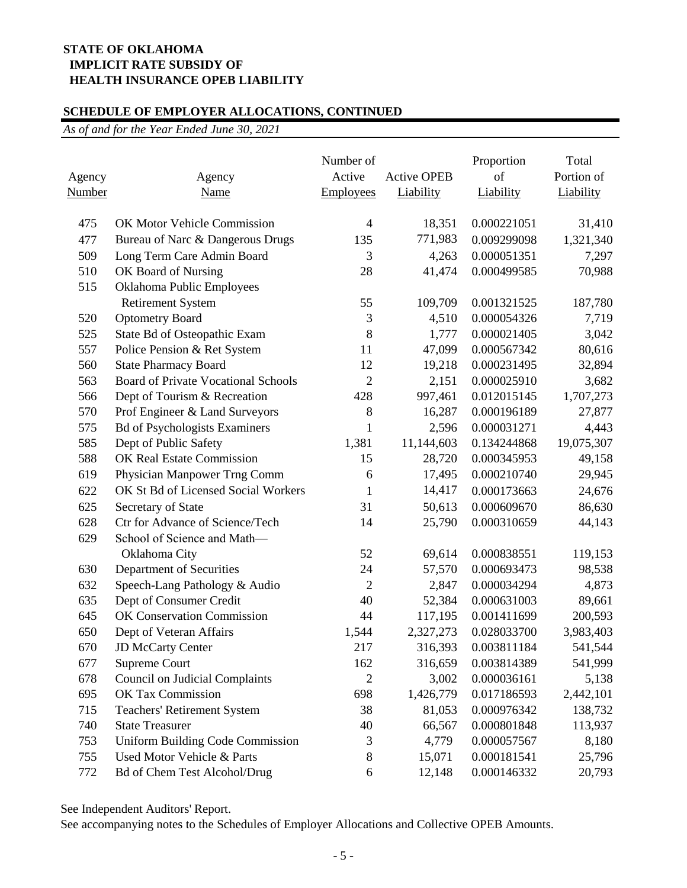**STATE OF OKLAHOMA**
**IMPLICIT RATE SUBSIDY OF**
**HEALTH INSURANCE OPEB LIABILITY**

**SCHEDULE OF EMPLOYER ALLOCATIONS, CONTINUED**

*As of and for the Year Ended June 30, 2021*

| Agency Number | Agency Name | Number of Active Employees | Active OPEB Liability | Proportion of Liability | Total Portion of Liability |
|---|---|---|---|---|---|
| 475 | OK Motor Vehicle Commission | 4 | 18,351 | 0.000221051 | 31,410 |
| 477 | Bureau of Narc & Dangerous Drugs | 135 | 771,983 | 0.009299098 | 1,321,340 |
| 509 | Long Term Care Admin Board | 3 | 4,263 | 0.000051351 | 7,297 |
| 510 | OK Board of Nursing | 28 | 41,474 | 0.000499585 | 70,988 |
| 515 | Oklahoma Public Employees Retirement System | 55 | 109,709 | 0.001321525 | 187,780 |
| 520 | Optometry Board | 3 | 4,510 | 0.000054326 | 7,719 |
| 525 | State Bd of Osteopathic Exam | 8 | 1,777 | 0.000021405 | 3,042 |
| 557 | Police Pension & Ret System | 11 | 47,099 | 0.000567342 | 80,616 |
| 560 | State Pharmacy Board | 12 | 19,218 | 0.000231495 | 32,894 |
| 563 | Board of Private Vocational Schools | 2 | 2,151 | 0.000025910 | 3,682 |
| 566 | Dept of Tourism & Recreation | 428 | 997,461 | 0.012015145 | 1,707,273 |
| 570 | Prof Engineer & Land Surveyors | 8 | 16,287 | 0.000196189 | 27,877 |
| 575 | Bd of Psychologists Examiners | 1 | 2,596 | 0.000031271 | 4,443 |
| 585 | Dept of Public Safety | 1,381 | 11,144,603 | 0.134244868 | 19,075,307 |
| 588 | OK Real Estate Commission | 15 | 28,720 | 0.000345953 | 49,158 |
| 619 | Physician Manpower Trng Comm | 6 | 17,495 | 0.000210740 | 29,945 |
| 622 | OK St Bd of Licensed Social Workers | 1 | 14,417 | 0.000173663 | 24,676 |
| 625 | Secretary of State | 31 | 50,613 | 0.000609670 | 86,630 |
| 628 | Ctr for Advance of Science/Tech | 14 | 25,790 | 0.000310659 | 44,143 |
| 629 | School of Science and Math—Oklahoma City | 52 | 69,614 | 0.000838551 | 119,153 |
| 630 | Department of Securities | 24 | 57,570 | 0.000693473 | 98,538 |
| 632 | Speech-Lang Pathology & Audio | 2 | 2,847 | 0.000034294 | 4,873 |
| 635 | Dept of Consumer Credit | 40 | 52,384 | 0.000631003 | 89,661 |
| 645 | OK Conservation Commission | 44 | 117,195 | 0.001411699 | 200,593 |
| 650 | Dept of Veteran Affairs | 1,544 | 2,327,273 | 0.028033700 | 3,983,403 |
| 670 | JD McCarty Center | 217 | 316,393 | 0.003811184 | 541,544 |
| 677 | Supreme Court | 162 | 316,659 | 0.003814389 | 541,999 |
| 678 | Council on Judicial Complaints | 2 | 3,002 | 0.000036161 | 5,138 |
| 695 | OK Tax Commission | 698 | 1,426,779 | 0.017186593 | 2,442,101 |
| 715 | Teachers' Retirement System | 38 | 81,053 | 0.000976342 | 138,732 |
| 740 | State Treasurer | 40 | 66,567 | 0.000801848 | 113,937 |
| 753 | Uniform Building Code Commission | 3 | 4,779 | 0.000057567 | 8,180 |
| 755 | Used Motor Vehicle & Parts | 8 | 15,071 | 0.000181541 | 25,796 |
| 772 | Bd of Chem Test Alcohol/Drug | 6 | 12,148 | 0.000146332 | 20,793 |

See Independent Auditors' Report.

See accompanying notes to the Schedules of Employer Allocations and Collective OPEB Amounts.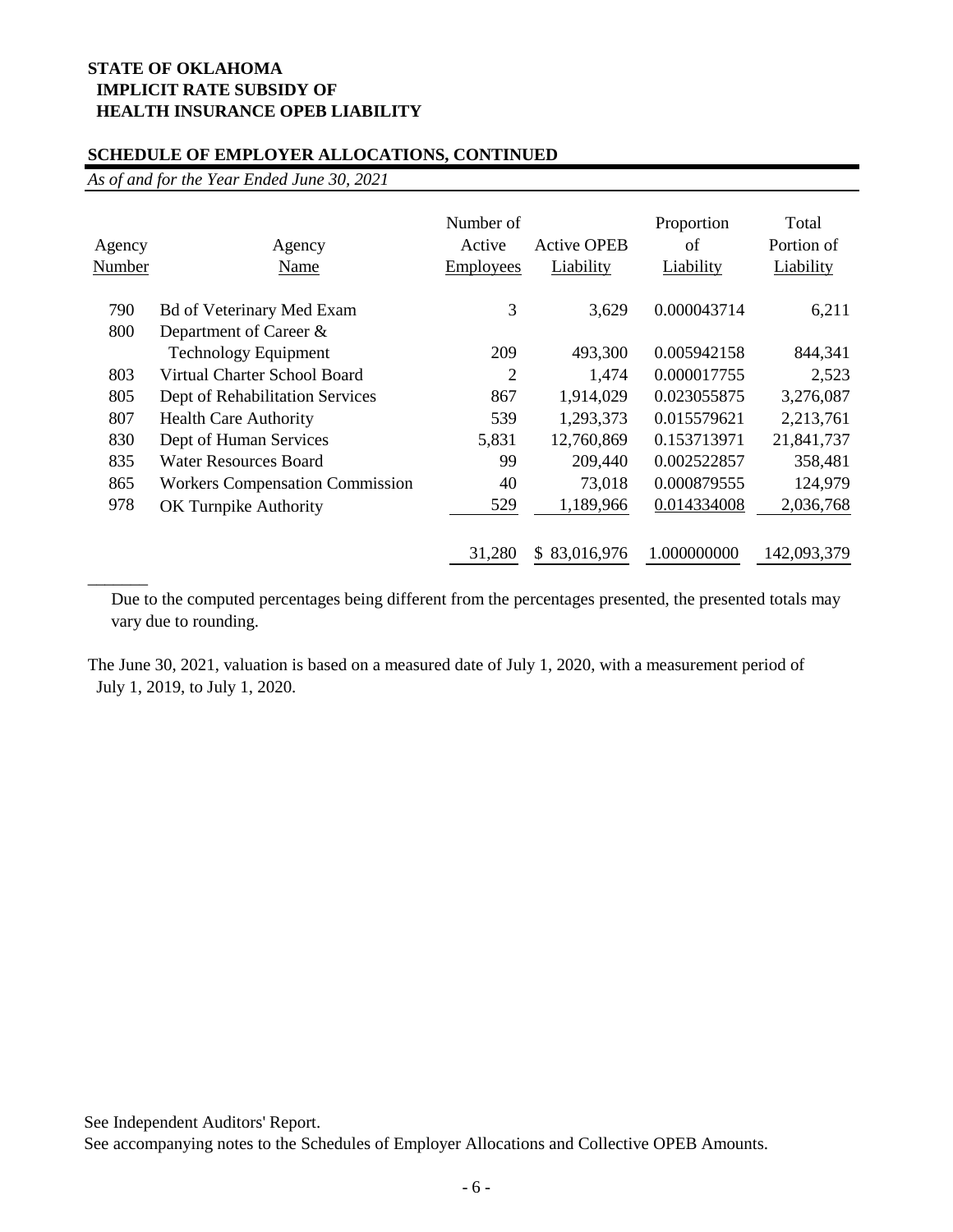**STATE OF OKLAHOMA**
**IMPLICIT RATE SUBSIDY OF**
**HEALTH INSURANCE OPEB LIABILITY**

**SCHEDULE OF EMPLOYER ALLOCATIONS, CONTINUED**

*As of and for the Year Ended June 30, 2021*

| Agency Number | Agency Name | Number of Active Employees | Active OPEB Liability | Proportion of Liability | Total Portion of Liability |
|---|---|---|---|---|---|
| 790 | Bd of Veterinary Med Exam | 3 | 3,629 | 0.000043714 | 6,211 |
| 800 | Department of Career & Technology Equipment | 209 | 493,300 | 0.005942158 | 844,341 |
| 803 | Virtual Charter School Board | 2 | 1,474 | 0.000017755 | 2,523 |
| 805 | Dept of Rehabilitation Services | 867 | 1,914,029 | 0.023055875 | 3,276,087 |
| 807 | Health Care Authority | 539 | 1,293,373 | 0.015579621 | 2,213,761 |
| 830 | Dept of Human Services | 5,831 | 12,760,869 | 0.153713971 | 21,841,737 |
| 835 | Water Resources Board | 99 | 209,440 | 0.002522857 | 358,481 |
| 865 | Workers Compensation Commission | 40 | 73,018 | 0.000879555 | 124,979 |
| 978 | OK Turnpike Authority | 529 | 1,189,966 | 0.014334008 | 2,036,768 |
| | | 31,280 | $ 83,016,976 | 1.000000000 | 142,093,379 |

Due to the computed percentages being different from the percentages presented, the presented totals may vary due to rounding.

The June 30, 2021, valuation is based on a measured date of July 1, 2020, with a measurement period of July 1, 2019, to July 1, 2020.

See Independent Auditors' Report.
See accompanying notes to the Schedules of Employer Allocations and Collective OPEB Amounts.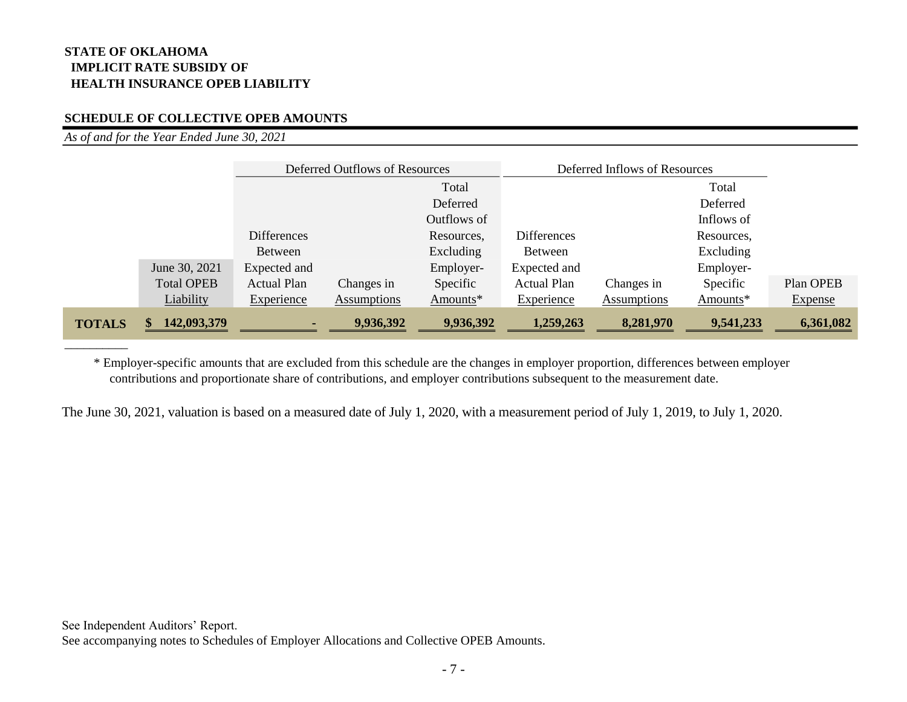**STATE OF OKLAHOMA**
**IMPLICIT RATE SUBSIDY OF**
**HEALTH INSURANCE OPEB LIABILITY**

## SCHEDULE OF COLLECTIVE OPEB AMOUNTS

*As of and for the Year Ended June 30, 2021*

| | | Deferred Outflows of Resources | | | Deferred Inflows of Resources | | | |
|---|---|---|---|---|---|---|---|---|
| | June 30, 2021 Total OPEB Liability | Differences Between Expected and Actual Plan Experience | Changes in Assumptions | Total Deferred Outflows of Resources, Excluding Employer-Specific Amounts* | Differences Between Expected and Actual Plan Experience | Changes in Assumptions | Total Deferred Inflows of Resources, Excluding Employer-Specific Amounts* | Plan OPEB Expense |
| **TOTALS** | **$ 142,093,379** | **-** | **9,936,392** | **9,936,392** | **1,259,263** | **8,281,970** | **9,541,233** | **6,361,082** |

\* Employer-specific amounts that are excluded from this schedule are the changes in employer proportion, differences between employer contributions and proportionate share of contributions, and employer contributions subsequent to the measurement date.

The June 30, 2021, valuation is based on a measured date of July 1, 2020, with a measurement period of July 1, 2019, to July 1, 2020.

See Independent Auditors' Report.
See accompanying notes to Schedules of Employer Allocations and Collective OPEB Amounts.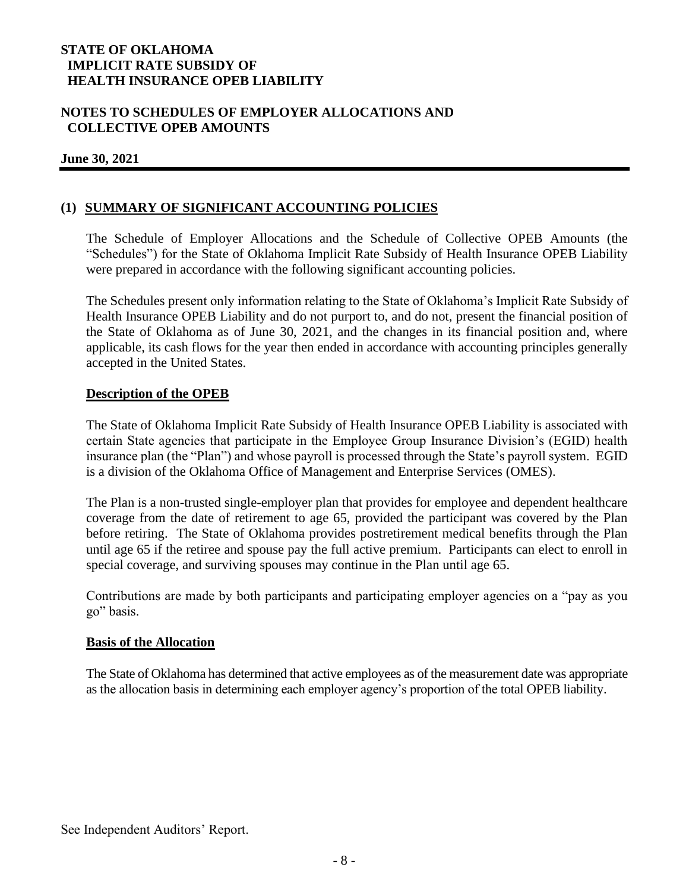# STATE OF OKLAHOMA
## IMPLICIT RATE SUBSIDY OF HEALTH INSURANCE OPEB LIABILITY

## NOTES TO SCHEDULES OF EMPLOYER ALLOCATIONS AND COLLECTIVE OPEB AMOUNTS

**June 30, 2021**

## (1) SUMMARY OF SIGNIFICANT ACCOUNTING POLICIES

The Schedule of Employer Allocations and the Schedule of Collective OPEB Amounts (the "Schedules") for the State of Oklahoma Implicit Rate Subsidy of Health Insurance OPEB Liability were prepared in accordance with the following significant accounting policies.

The Schedules present only information relating to the State of Oklahoma's Implicit Rate Subsidy of Health Insurance OPEB Liability and do not purport to, and do not, present the financial position of the State of Oklahoma as of June 30, 2021, and the changes in its financial position and, where applicable, its cash flows for the year then ended in accordance with accounting principles generally accepted in the United States.

### Description of the OPEB

The State of Oklahoma Implicit Rate Subsidy of Health Insurance OPEB Liability is associated with certain State agencies that participate in the Employee Group Insurance Division's (EGID) health insurance plan (the "Plan") and whose payroll is processed through the State's payroll system. EGID is a division of the Oklahoma Office of Management and Enterprise Services (OMES).

The Plan is a non-trusted single-employer plan that provides for employee and dependent healthcare coverage from the date of retirement to age 65, provided the participant was covered by the Plan before retiring. The State of Oklahoma provides postretirement medical benefits through the Plan until age 65 if the retiree and spouse pay the full active premium. Participants can elect to enroll in special coverage, and surviving spouses may continue in the Plan until age 65.

Contributions are made by both participants and participating employer agencies on a "pay as you go" basis.

### Basis of the Allocation

The State of Oklahoma has determined that active employees as of the measurement date was appropriate as the allocation basis in determining each employer agency's proportion of the total OPEB liability.

See Independent Auditors' Report.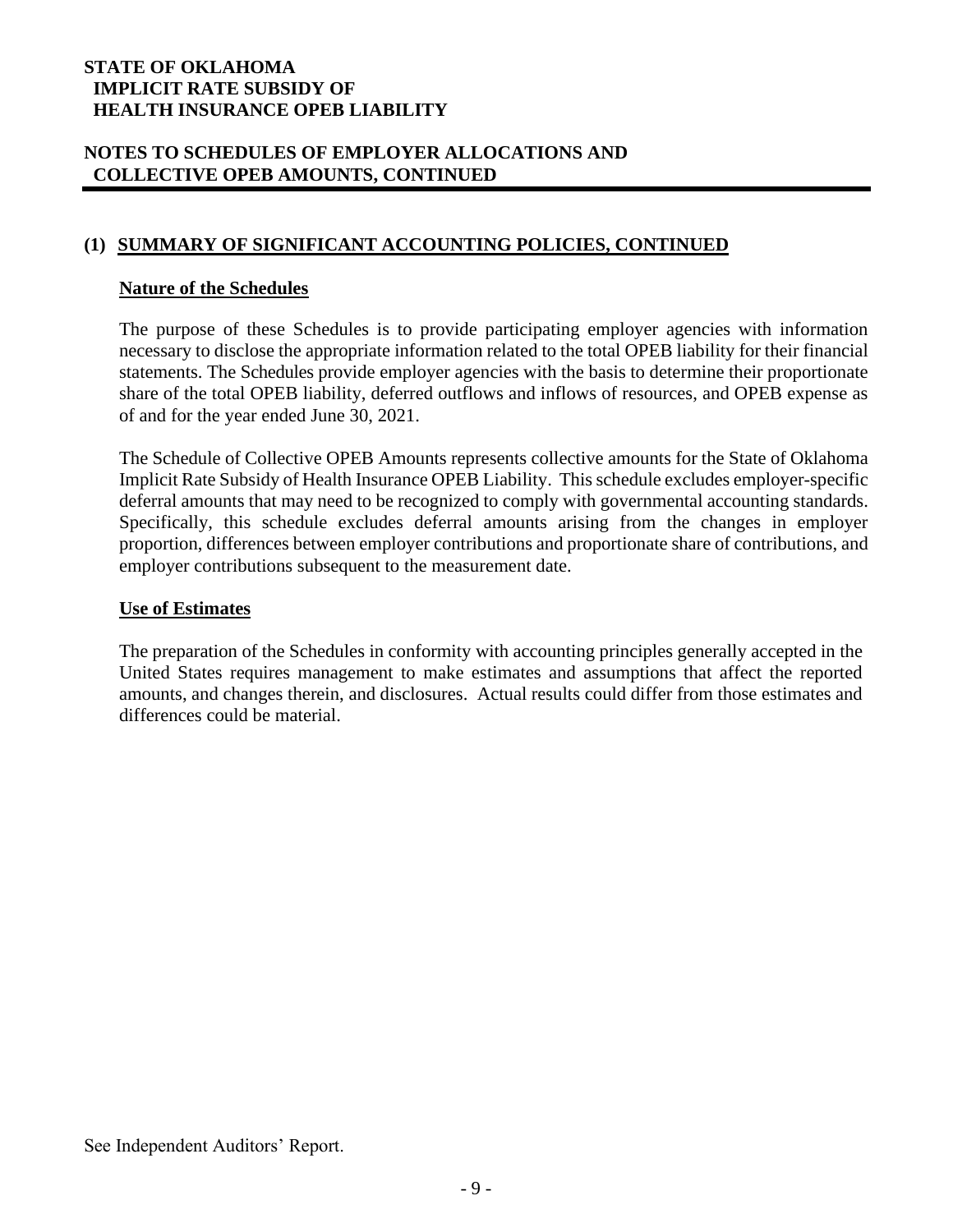# STATE OF OKLAHOMA
## IMPLICIT RATE SUBSIDY OF
## HEALTH INSURANCE OPEB LIABILITY

## NOTES TO SCHEDULES OF EMPLOYER ALLOCATIONS AND COLLECTIVE OPEB AMOUNTS, CONTINUED

### (1) SUMMARY OF SIGNIFICANT ACCOUNTING POLICIES, CONTINUED

#### Nature of the Schedules

The purpose of these Schedules is to provide participating employer agencies with information necessary to disclose the appropriate information related to the total OPEB liability for their financial statements. The Schedules provide employer agencies with the basis to determine their proportionate share of the total OPEB liability, deferred outflows and inflows of resources, and OPEB expense as of and for the year ended June 30, 2021.

The Schedule of Collective OPEB Amounts represents collective amounts for the State of Oklahoma Implicit Rate Subsidy of Health Insurance OPEB Liability. This schedule excludes employer-specific deferral amounts that may need to be recognized to comply with governmental accounting standards. Specifically, this schedule excludes deferral amounts arising from the changes in employer proportion, differences between employer contributions and proportionate share of contributions, and employer contributions subsequent to the measurement date.

#### Use of Estimates

The preparation of the Schedules in conformity with accounting principles generally accepted in the United States requires management to make estimates and assumptions that affect the reported amounts, and changes therein, and disclosures. Actual results could differ from those estimates and differences could be material.

See Independent Auditors' Report.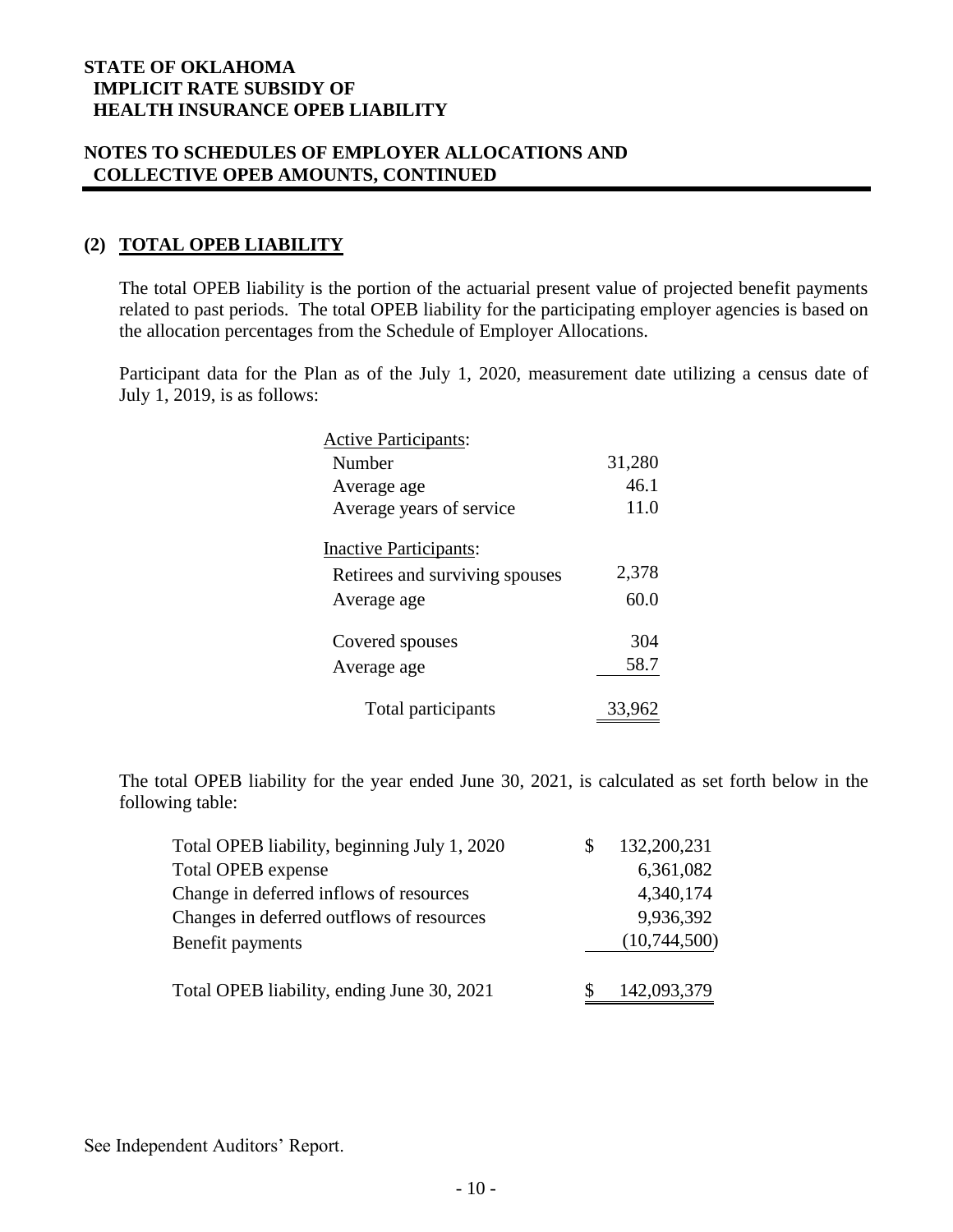**STATE OF OKLAHOMA**
**IMPLICIT RATE SUBSIDY OF**
**HEALTH INSURANCE OPEB LIABILITY**

**NOTES TO SCHEDULES OF EMPLOYER ALLOCATIONS AND COLLECTIVE OPEB AMOUNTS, CONTINUED**

## (2) TOTAL OPEB LIABILITY

The total OPEB liability is the portion of the actuarial present value of projected benefit payments related to past periods. The total OPEB liability for the participating employer agencies is based on the allocation percentages from the Schedule of Employer Allocations.

Participant data for the Plan as of the July 1, 2020, measurement date utilizing a census date of July 1, 2019, is as follows:

| | |
|---|---|
| Active Participants: | |
| Number | 31,280 |
| Average age | 46.1 |
| Average years of service | 11.0 |
| Inactive Participants: | |
| Retirees and surviving spouses | 2,378 |
| Average age | 60.0 |
| Covered spouses | 304 |
| Average age | 58.7 |
| Total participants | 33,962 |

The total OPEB liability for the year ended June 30, 2021, is calculated as set forth below in the following table:

| | |
|---|---|
| Total OPEB liability, beginning July 1, 2020 | $ 132,200,231 |
| Total OPEB expense | 6,361,082 |
| Change in deferred inflows of resources | 4,340,174 |
| Changes in deferred outflows of resources | 9,936,392 |
| Benefit payments | (10,744,500) |
| Total OPEB liability, ending June 30, 2021 | $ 142,093,379 |

See Independent Auditors' Report.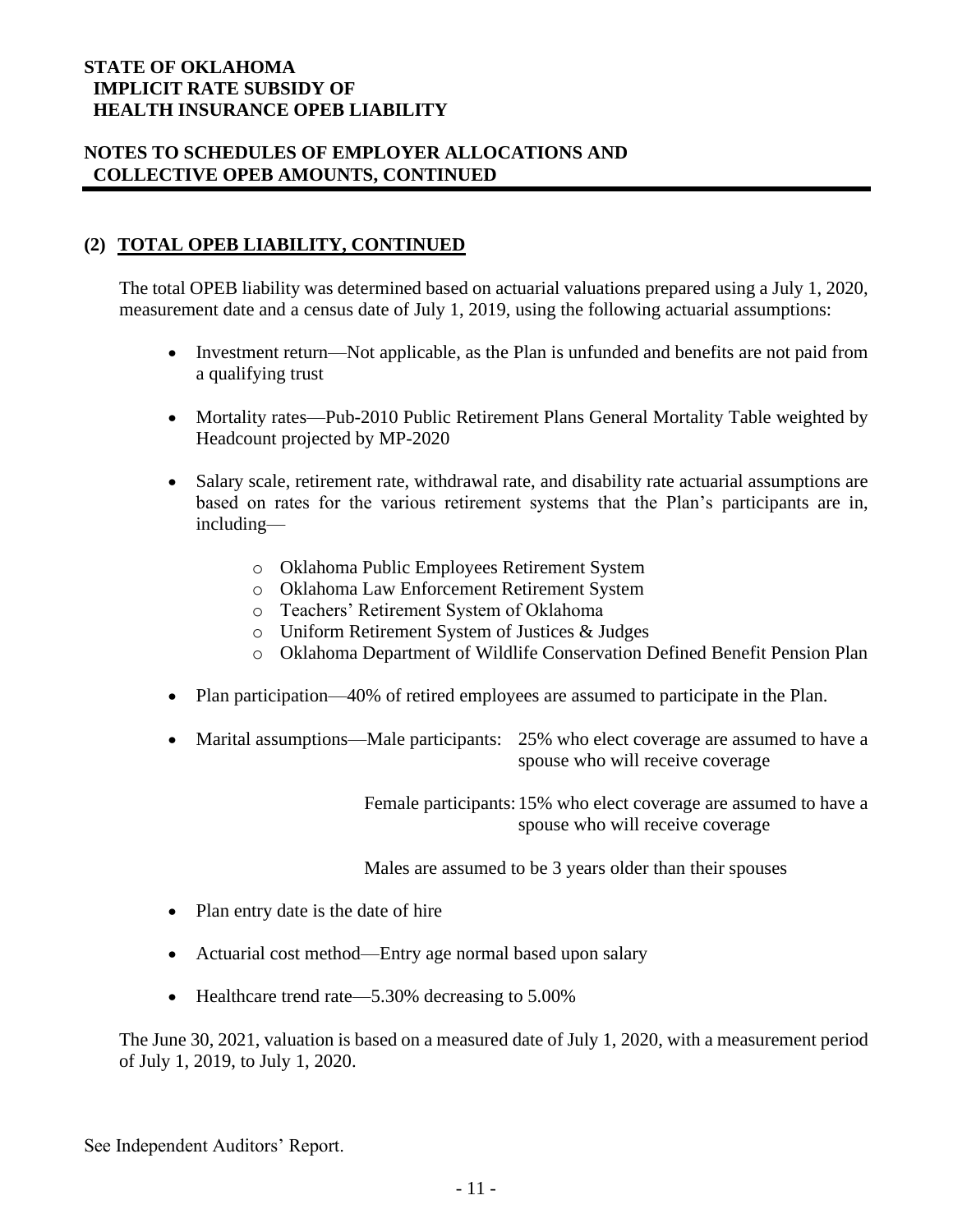## (2) TOTAL OPEB LIABILITY, CONTINUED

The total OPEB liability was determined based on actuarial valuations prepared using a July 1, 2020, measurement date and a census date of July 1, 2019, using the following actuarial assumptions:

- Investment return—Not applicable, as the Plan is unfunded and benefits are not paid from a qualifying trust
- Mortality rates—Pub-2010 Public Retirement Plans General Mortality Table weighted by Headcount projected by MP-2020
- Salary scale, retirement rate, withdrawal rate, and disability rate actuarial assumptions are based on rates for the various retirement systems that the Plan's participants are in, including—
  - Oklahoma Public Employees Retirement System
  - Oklahoma Law Enforcement Retirement System
  - Teachers' Retirement System of Oklahoma
  - Uniform Retirement System of Justices & Judges
  - Oklahoma Department of Wildlife Conservation Defined Benefit Pension Plan
- Plan participation—40% of retired employees are assumed to participate in the Plan.
- Marital assumptions—Male participants: 25% who elect coverage are assumed to have a spouse who will receive coverage

  Female participants: 15% who elect coverage are assumed to have a spouse who will receive coverage

  Males are assumed to be 3 years older than their spouses
- Plan entry date is the date of hire
- Actuarial cost method—Entry age normal based upon salary
- Healthcare trend rate—5.30% decreasing to 5.00%

The June 30, 2021, valuation is based on a measured date of July 1, 2020, with a measurement period of July 1, 2019, to July 1, 2020.

See Independent Auditors' Report.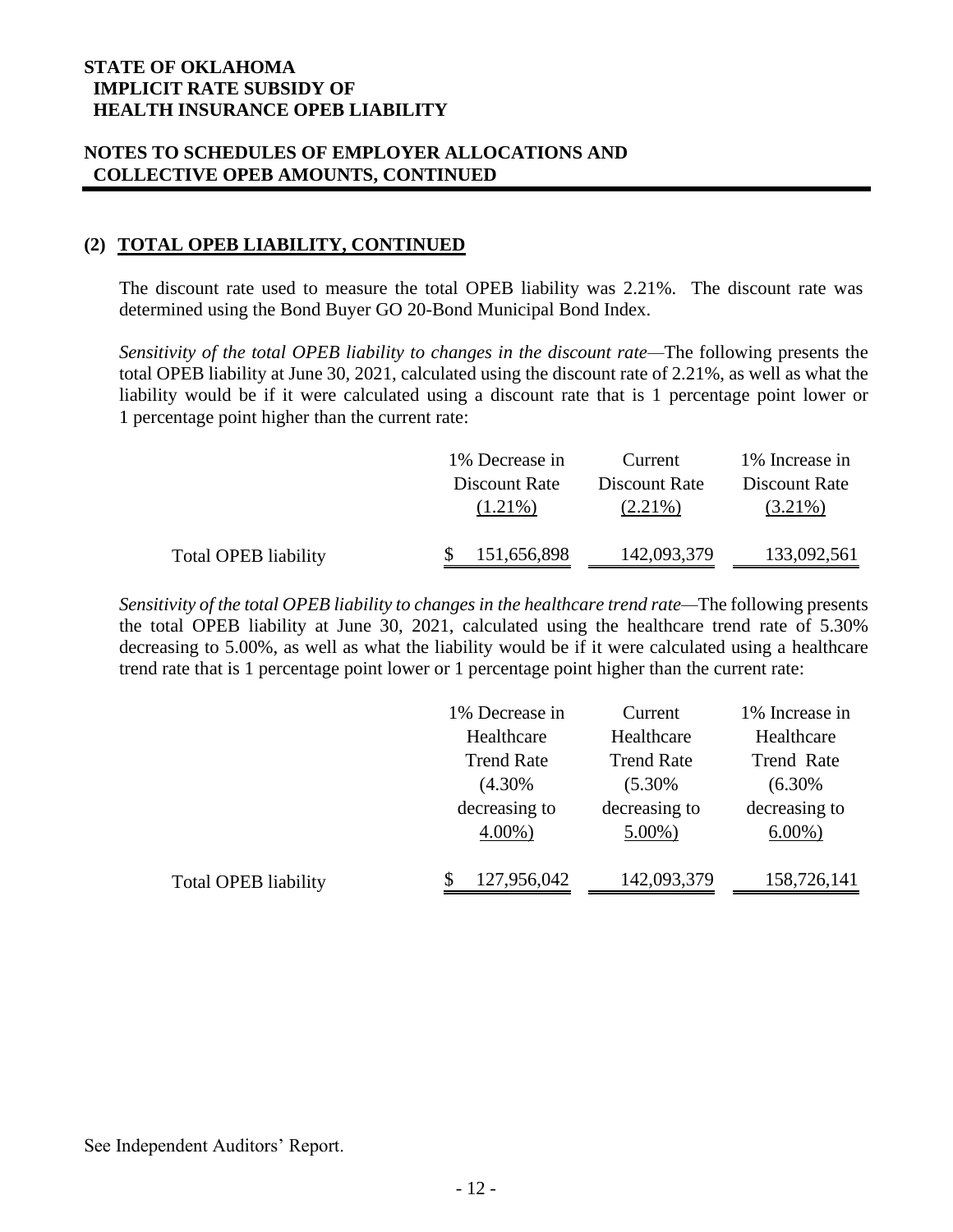# STATE OF OKLAHOMA
## IMPLICIT RATE SUBSIDY OF HEALTH INSURANCE OPEB LIABILITY

## NOTES TO SCHEDULES OF EMPLOYER ALLOCATIONS AND COLLECTIVE OPEB AMOUNTS, CONTINUED

### (2) TOTAL OPEB LIABILITY, CONTINUED

The discount rate used to measure the total OPEB liability was 2.21%. The discount rate was determined using the Bond Buyer GO 20-Bond Municipal Bond Index.

*Sensitivity of the total OPEB liability to changes in the discount rate*—The following presents the total OPEB liability at June 30, 2021, calculated using the discount rate of 2.21%, as well as what the liability would be if it were calculated using a discount rate that is 1 percentage point lower or 1 percentage point higher than the current rate:

| | 1% Decrease in Discount Rate (1.21%) | Current Discount Rate (2.21%) | 1% Increase in Discount Rate (3.21%) |
|---|---|---|---|
| Total OPEB liability | $ 151,656,898 | 142,093,379 | 133,092,561 |

*Sensitivity of the total OPEB liability to changes in the healthcare trend rate*—The following presents the total OPEB liability at June 30, 2021, calculated using the healthcare trend rate of 5.30% decreasing to 5.00%, as well as what the liability would be if it were calculated using a healthcare trend rate that is 1 percentage point lower or 1 percentage point higher than the current rate:

| | 1% Decrease in Healthcare Trend Rate (4.30% decreasing to 4.00%) | Current Healthcare Trend Rate (5.30% decreasing to 5.00%) | 1% Increase in Healthcare Trend Rate (6.30% decreasing to 6.00%) |
|---|---|---|---|
| Total OPEB liability | $ 127,956,042 | 142,093,379 | 158,726,141 |

See Independent Auditors' Report.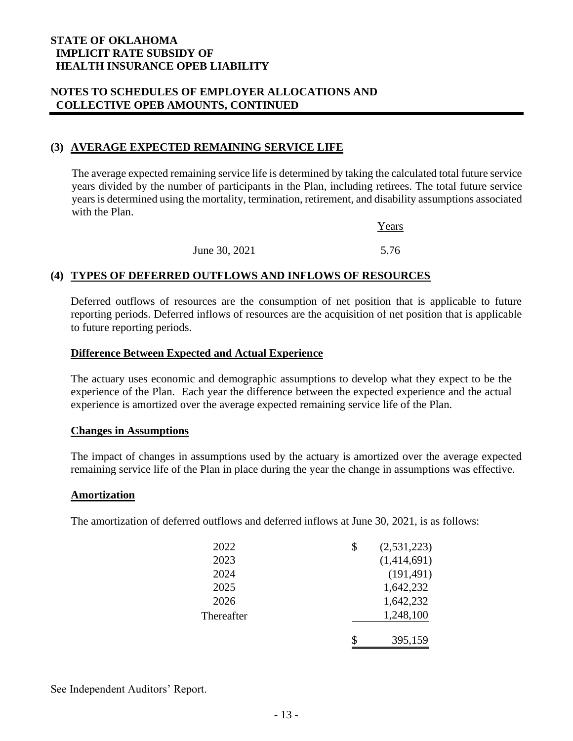**STATE OF OKLAHOMA**
**IMPLICIT RATE SUBSIDY OF**
**HEALTH INSURANCE OPEB LIABILITY**

**NOTES TO SCHEDULES OF EMPLOYER ALLOCATIONS AND COLLECTIVE OPEB AMOUNTS, CONTINUED**

## (3) AVERAGE EXPECTED REMAINING SERVICE LIFE

The average expected remaining service life is determined by taking the calculated total future service years divided by the number of participants in the Plan, including retirees. The total future service years is determined using the mortality, termination, retirement, and disability assumptions associated with the Plan.

| | Years |
|---|---|
| June 30, 2021 | 5.76 |

## (4) TYPES OF DEFERRED OUTFLOWS AND INFLOWS OF RESOURCES

Deferred outflows of resources are the consumption of net position that is applicable to future reporting periods. Deferred inflows of resources are the acquisition of net position that is applicable to future reporting periods.

### Difference Between Expected and Actual Experience

The actuary uses economic and demographic assumptions to develop what they expect to be the experience of the Plan. Each year the difference between the expected experience and the actual experience is amortized over the average expected remaining service life of the Plan.

### Changes in Assumptions

The impact of changes in assumptions used by the actuary is amortized over the average expected remaining service life of the Plan in place during the year the change in assumptions was effective.

### Amortization

The amortization of deferred outflows and deferred inflows at June 30, 2021, is as follows:

| | |
|---|---|
| 2022 | $ (2,531,223) |
| 2023 | (1,414,691) |
| 2024 | (191,491) |
| 2025 | 1,642,232 |
| 2026 | 1,642,232 |
| Thereafter | 1,248,100 |
| | $ 395,159 |

See Independent Auditors' Report.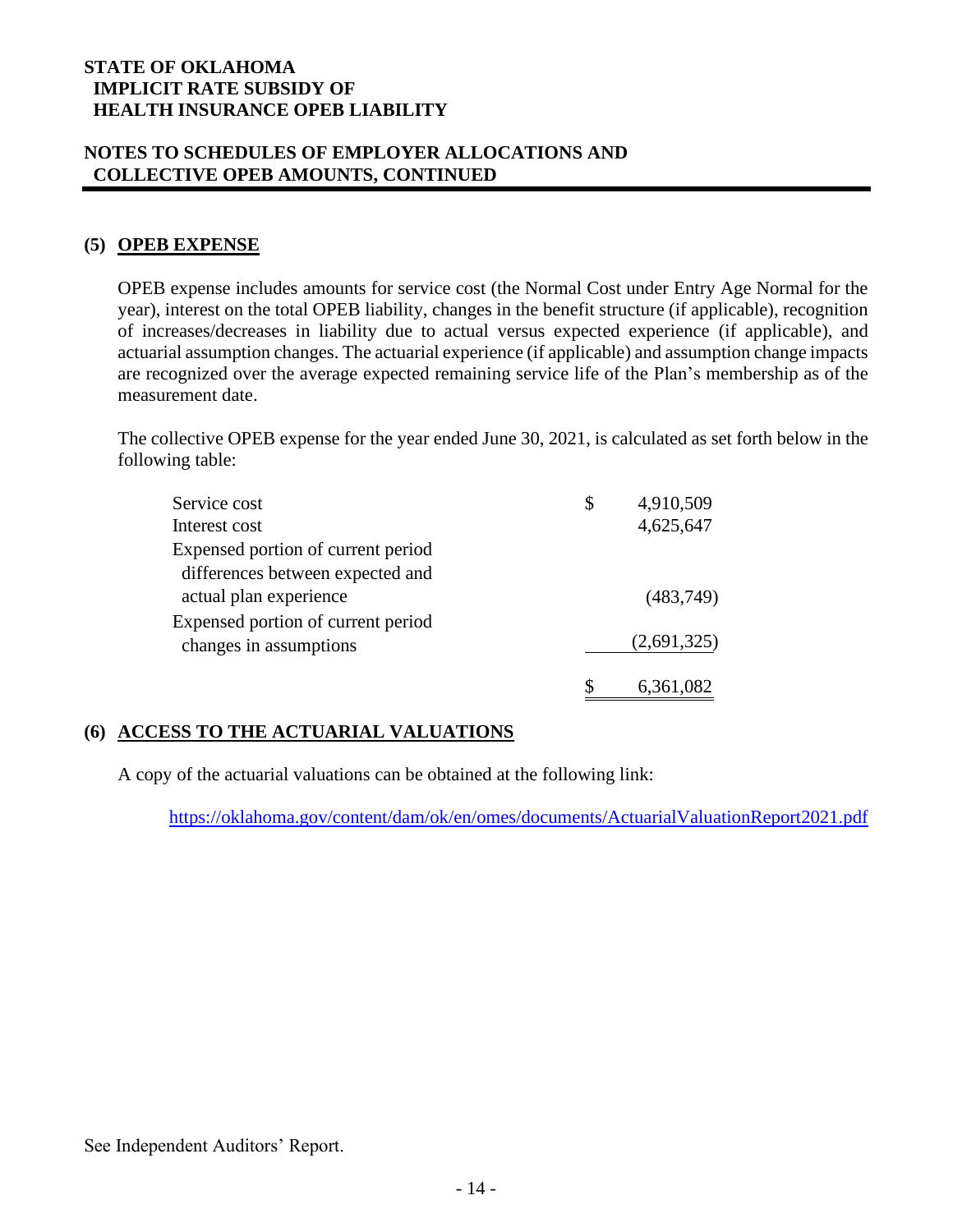# STATE OF OKLAHOMA
## IMPLICIT RATE SUBSIDY OF HEALTH INSURANCE OPEB LIABILITY

## NOTES TO SCHEDULES OF EMPLOYER ALLOCATIONS AND COLLECTIVE OPEB AMOUNTS, CONTINUED

### (5) OPEB EXPENSE

OPEB expense includes amounts for service cost (the Normal Cost under Entry Age Normal for the year), interest on the total OPEB liability, changes in the benefit structure (if applicable), recognition of increases/decreases in liability due to actual versus expected experience (if applicable), and actuarial assumption changes. The actuarial experience (if applicable) and assumption change impacts are recognized over the average expected remaining service life of the Plan's membership as of the measurement date.

The collective OPEB expense for the year ended June 30, 2021, is calculated as set forth below in the following table:

| | |
|---|---|
| Service cost | $ 4,910,509 |
| Interest cost | 4,625,647 |
| Expensed portion of current period differences between expected and actual plan experience | (483,749) |
| Expensed portion of current period changes in assumptions | (2,691,325) |
| | $ 6,361,082 |

### (6) ACCESS TO THE ACTUARIAL VALUATIONS

A copy of the actuarial valuations can be obtained at the following link:

https://oklahoma.gov/content/dam/ok/en/omes/documents/ActuarialValuationReport2021.pdf

See Independent Auditors' Report.